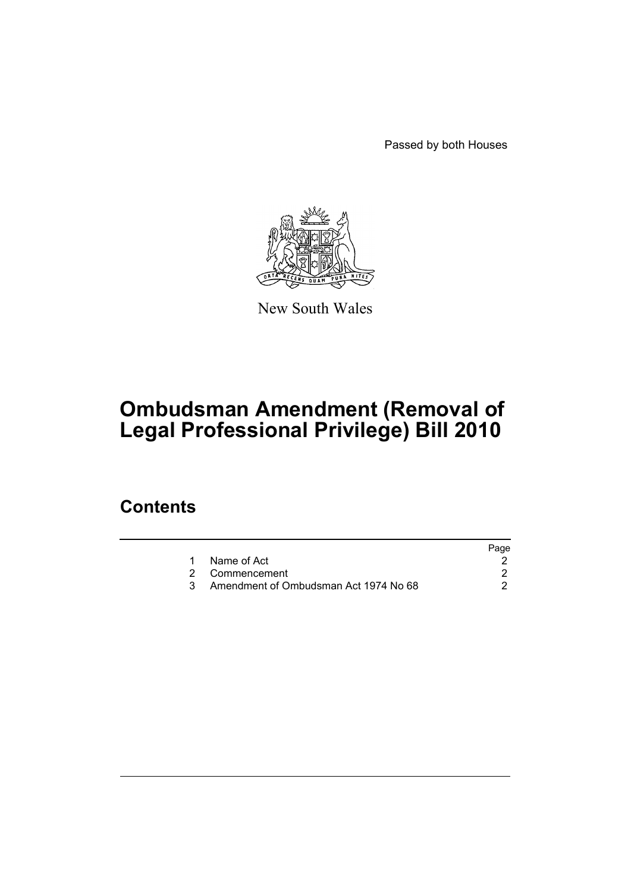Passed by both Houses

New South Wales

# Ombudsman Amendment (Removal of Legal Professional Privilege) Bill 2010

## Contents

| | | Page |
|---|---|---|
| 1 | Name of Act | 2 |
| 2 | Commencement | 2 |
| 3 | Amendment of Ombudsman Act 1974 No 68 | 2 |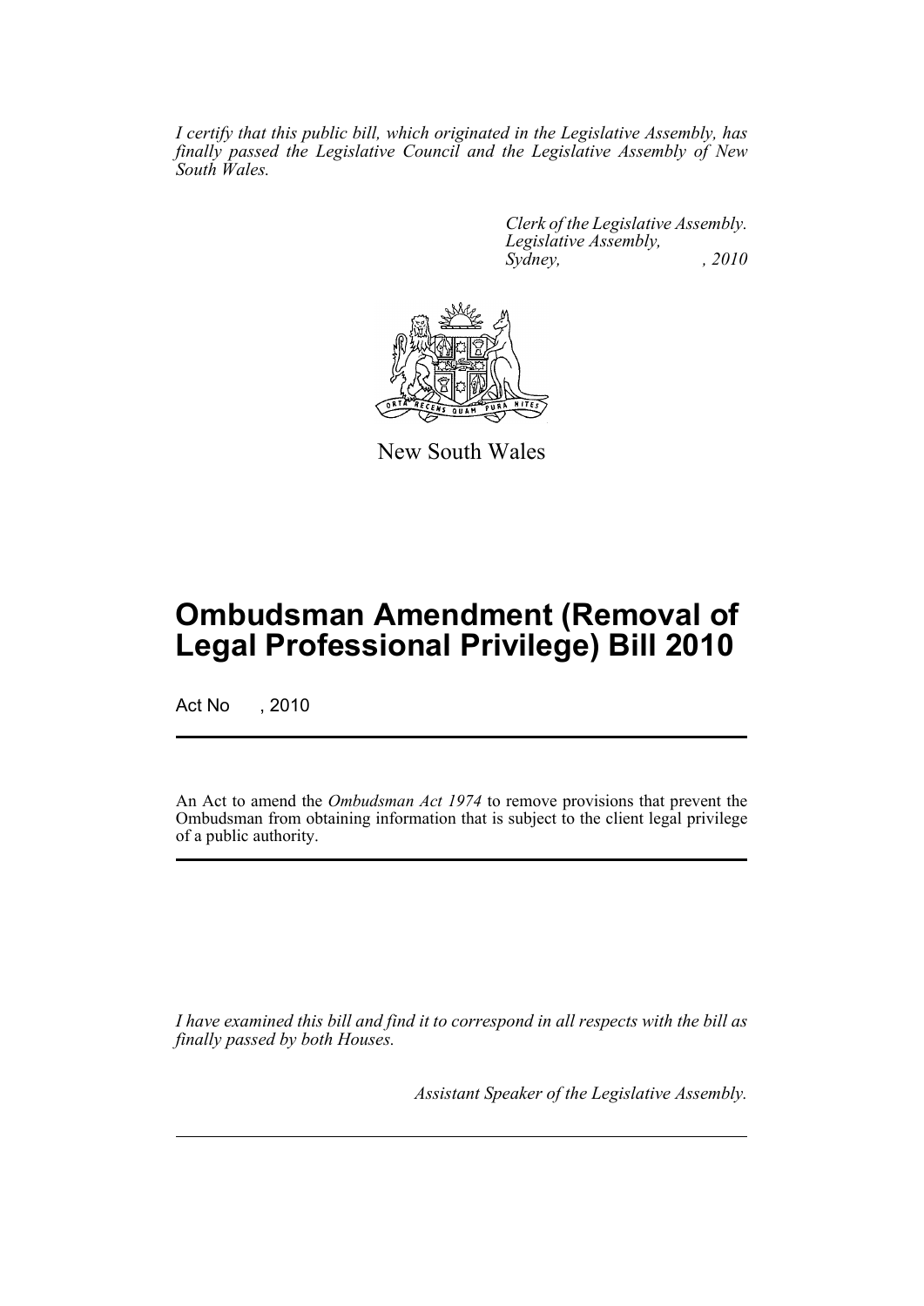*I certify that this public bill, which originated in the Legislative Assembly, has finally passed the Legislative Council and the Legislative Assembly of New South Wales.*

*Clerk of the Legislative Assembly.*
*Legislative Assembly,*
*Sydney, , 2010*

New South Wales

# Ombudsman Amendment (Removal of Legal Professional Privilege) Bill 2010

Act No , 2010

An Act to amend the *Ombudsman Act 1974* to remove provisions that prevent the Ombudsman from obtaining information that is subject to the client legal privilege of a public authority.

*I have examined this bill and find it to correspond in all respects with the bill as finally passed by both Houses.*

*Assistant Speaker of the Legislative Assembly.*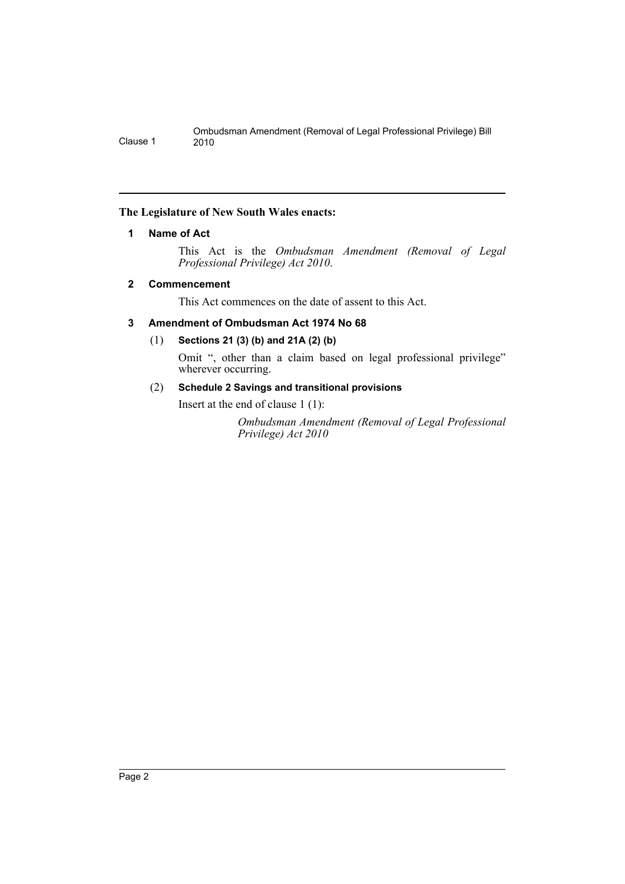**The Legislature of New South Wales enacts:**

## 1 Name of Act

This Act is the *Ombudsman Amendment (Removal of Legal Professional Privilege) Act 2010*.

## 2 Commencement

This Act commences on the date of assent to this Act.

## 3 Amendment of Ombudsman Act 1974 No 68

### (1) Sections 21 (3) (b) and 21A (2) (b)

Omit ", other than a claim based on legal professional privilege" wherever occurring.

### (2) Schedule 2 Savings and transitional provisions

Insert at the end of clause 1 (1):

*Ombudsman Amendment (Removal of Legal Professional Privilege) Act 2010*